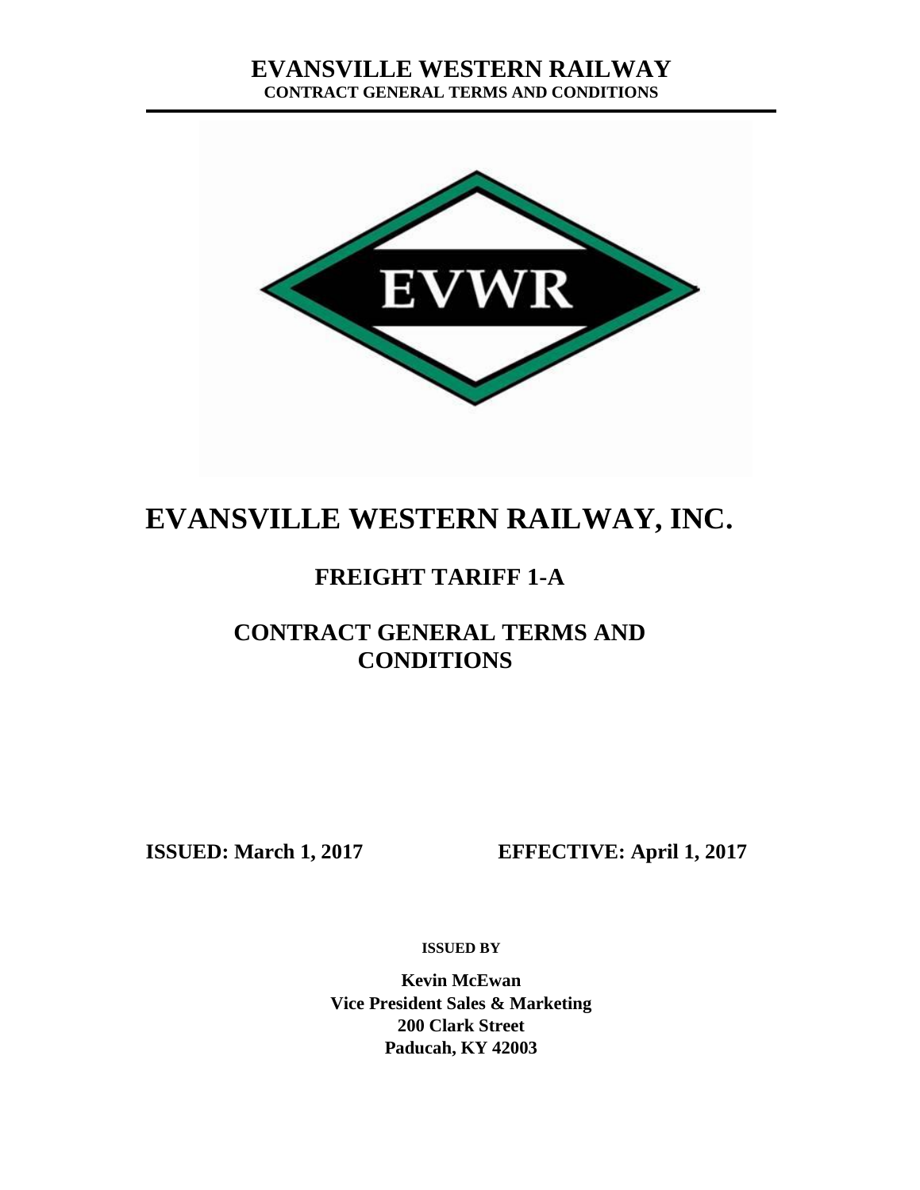# EVANSVILLE WESTERN RAILWAY, INC.

## FREIGHT TARIFF 1-A

## CONTRACT GENERAL TERMS AND CONDITIONS

**ISSUED: March 1, 2017** **EFFECTIVE: April 1, 2017**

**ISSUED BY**

**Kevin McEwan**
**Vice President Sales & Marketing**
**200 Clark Street**
**Paducah, KY 42003**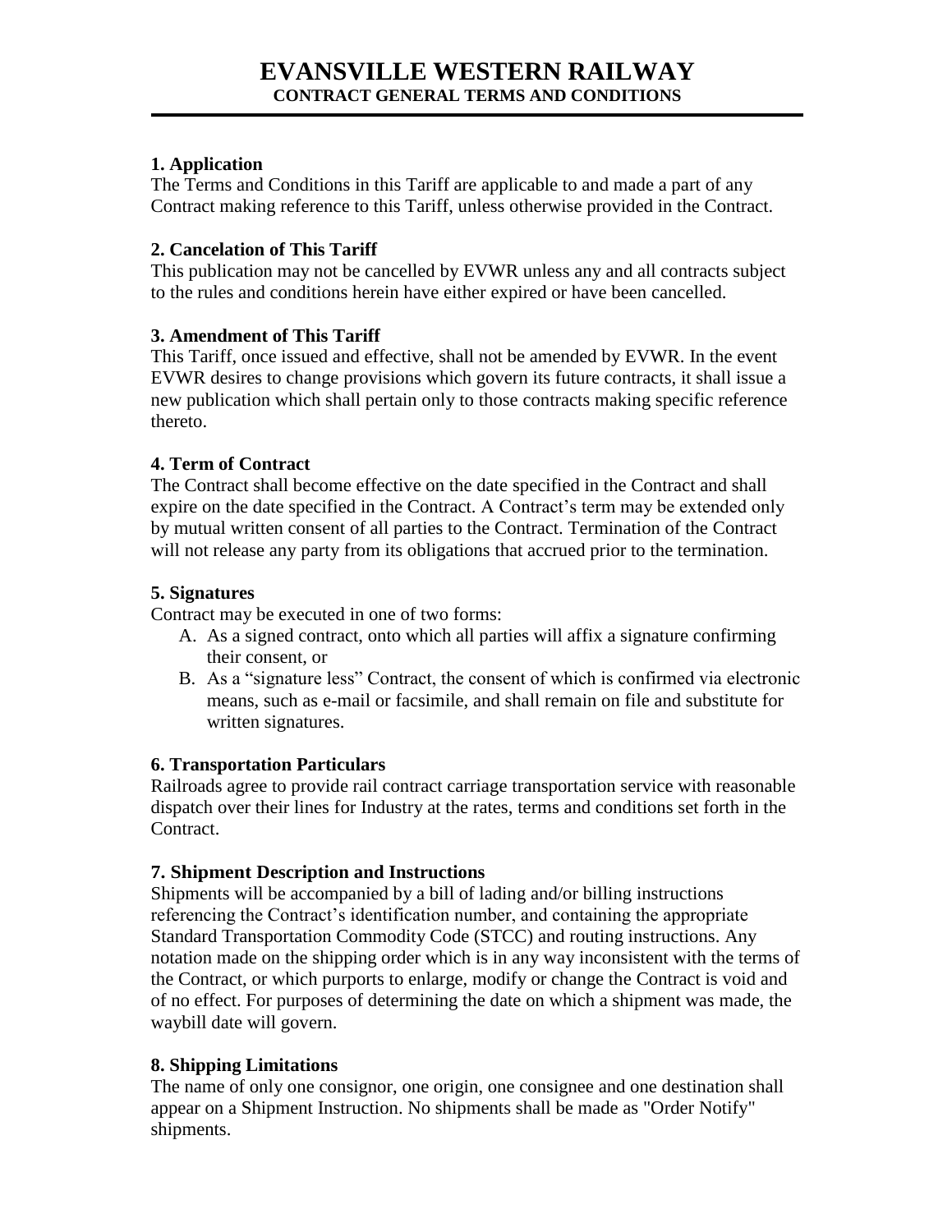# EVANSVILLE WESTERN RAILWAY

## CONTRACT GENERAL TERMS AND CONDITIONS

### 1. Application

The Terms and Conditions in this Tariff are applicable to and made a part of any Contract making reference to this Tariff, unless otherwise provided in the Contract.

### 2. Cancelation of This Tariff

This publication may not be cancelled by EVWR unless any and all contracts subject to the rules and conditions herein have either expired or have been cancelled.

### 3. Amendment of This Tariff

This Tariff, once issued and effective, shall not be amended by EVWR. In the event EVWR desires to change provisions which govern its future contracts, it shall issue a new publication which shall pertain only to those contracts making specific reference thereto.

### 4. Term of Contract

The Contract shall become effective on the date specified in the Contract and shall expire on the date specified in the Contract. A Contract's term may be extended only by mutual written consent of all parties to the Contract. Termination of the Contract will not release any party from its obligations that accrued prior to the termination.

### 5. Signatures

Contract may be executed in one of two forms:

A. As a signed contract, onto which all parties will affix a signature confirming their consent, or
B. As a "signature less" Contract, the consent of which is confirmed via electronic means, such as e-mail or facsimile, and shall remain on file and substitute for written signatures.

### 6. Transportation Particulars

Railroads agree to provide rail contract carriage transportation service with reasonable dispatch over their lines for Industry at the rates, terms and conditions set forth in the Contract.

### 7. Shipment Description and Instructions

Shipments will be accompanied by a bill of lading and/or billing instructions referencing the Contract's identification number, and containing the appropriate Standard Transportation Commodity Code (STCC) and routing instructions. Any notation made on the shipping order which is in any way inconsistent with the terms of the Contract, or which purports to enlarge, modify or change the Contract is void and of no effect. For purposes of determining the date on which a shipment was made, the waybill date will govern.

### 8. Shipping Limitations

The name of only one consignor, one origin, one consignee and one destination shall appear on a Shipment Instruction. No shipments shall be made as "Order Notify" shipments.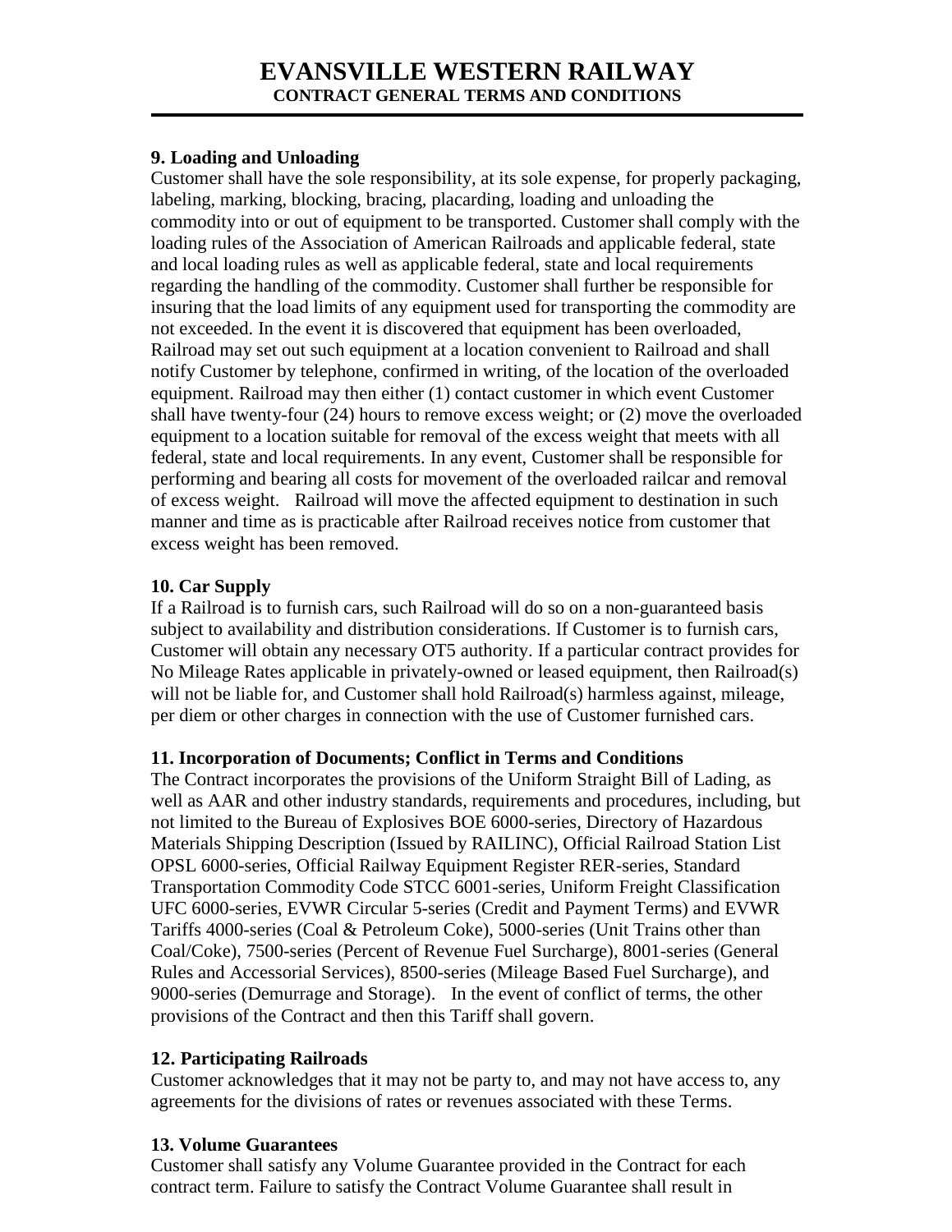### 9. Loading and Unloading

Customer shall have the sole responsibility, at its sole expense, for properly packaging, labeling, marking, blocking, bracing, placarding, loading and unloading the commodity into or out of equipment to be transported. Customer shall comply with the loading rules of the Association of American Railroads and applicable federal, state and local loading rules as well as applicable federal, state and local requirements regarding the handling of the commodity. Customer shall further be responsible for insuring that the load limits of any equipment used for transporting the commodity are not exceeded. In the event it is discovered that equipment has been overloaded, Railroad may set out such equipment at a location convenient to Railroad and shall notify Customer by telephone, confirmed in writing, of the location of the overloaded equipment. Railroad may then either (1) contact customer in which event Customer shall have twenty-four (24) hours to remove excess weight; or (2) move the overloaded equipment to a location suitable for removal of the excess weight that meets with all federal, state and local requirements. In any event, Customer shall be responsible for performing and bearing all costs for movement of the overloaded railcar and removal of excess weight. Railroad will move the affected equipment to destination in such manner and time as is practicable after Railroad receives notice from customer that excess weight has been removed.

### 10. Car Supply

If a Railroad is to furnish cars, such Railroad will do so on a non-guaranteed basis subject to availability and distribution considerations. If Customer is to furnish cars, Customer will obtain any necessary OT5 authority. If a particular contract provides for No Mileage Rates applicable in privately-owned or leased equipment, then Railroad(s) will not be liable for, and Customer shall hold Railroad(s) harmless against, mileage, per diem or other charges in connection with the use of Customer furnished cars.

### 11. Incorporation of Documents; Conflict in Terms and Conditions

The Contract incorporates the provisions of the Uniform Straight Bill of Lading, as well as AAR and other industry standards, requirements and procedures, including, but not limited to the Bureau of Explosives BOE 6000-series, Directory of Hazardous Materials Shipping Description (Issued by RAILINC), Official Railroad Station List OPSL 6000-series, Official Railway Equipment Register RER-series, Standard Transportation Commodity Code STCC 6001-series, Uniform Freight Classification UFC 6000-series, EVWR Circular 5-series (Credit and Payment Terms) and EVWR Tariffs 4000-series (Coal & Petroleum Coke), 5000-series (Unit Trains other than Coal/Coke), 7500-series (Percent of Revenue Fuel Surcharge), 8001-series (General Rules and Accessorial Services), 8500-series (Mileage Based Fuel Surcharge), and 9000-series (Demurrage and Storage). In the event of conflict of terms, the other provisions of the Contract and then this Tariff shall govern.

### 12. Participating Railroads

Customer acknowledges that it may not be party to, and may not have access to, any agreements for the divisions of rates or revenues associated with these Terms.

### 13. Volume Guarantees

Customer shall satisfy any Volume Guarantee provided in the Contract for each contract term. Failure to satisfy the Contract Volume Guarantee shall result in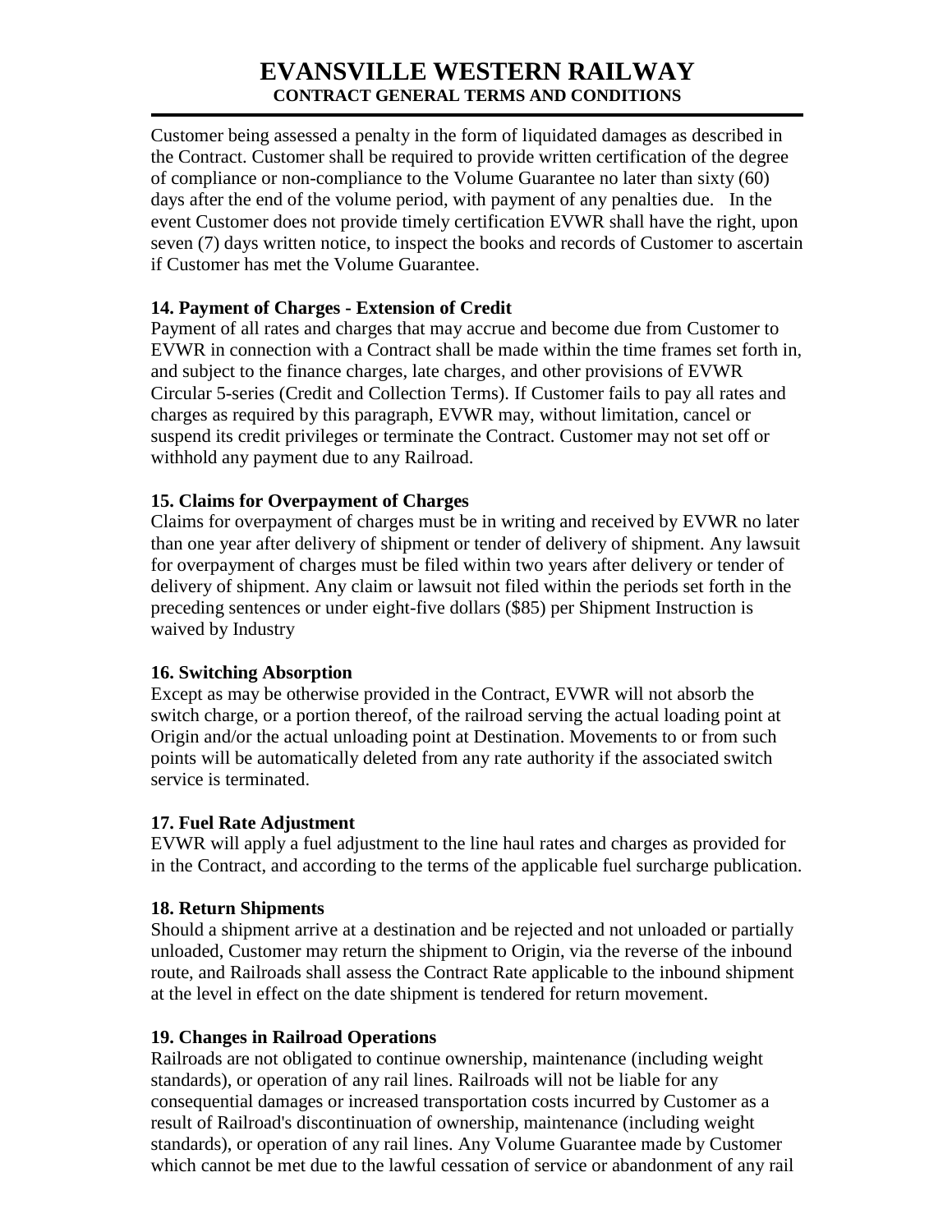Customer being assessed a penalty in the form of liquidated damages as described in the Contract. Customer shall be required to provide written certification of the degree of compliance or non-compliance to the Volume Guarantee no later than sixty (60) days after the end of the volume period, with payment of any penalties due. In the event Customer does not provide timely certification EVWR shall have the right, upon seven (7) days written notice, to inspect the books and records of Customer to ascertain if Customer has met the Volume Guarantee.

**14. Payment of Charges - Extension of Credit**

Payment of all rates and charges that may accrue and become due from Customer to EVWR in connection with a Contract shall be made within the time frames set forth in, and subject to the finance charges, late charges, and other provisions of EVWR Circular 5-series (Credit and Collection Terms). If Customer fails to pay all rates and charges as required by this paragraph, EVWR may, without limitation, cancel or suspend its credit privileges or terminate the Contract. Customer may not set off or withhold any payment due to any Railroad.

**15. Claims for Overpayment of Charges**

Claims for overpayment of charges must be in writing and received by EVWR no later than one year after delivery of shipment or tender of delivery of shipment. Any lawsuit for overpayment of charges must be filed within two years after delivery or tender of delivery of shipment. Any claim or lawsuit not filed within the periods set forth in the preceding sentences or under eight-five dollars ($85) per Shipment Instruction is waived by Industry

**16. Switching Absorption**

Except as may be otherwise provided in the Contract, EVWR will not absorb the switch charge, or a portion thereof, of the railroad serving the actual loading point at Origin and/or the actual unloading point at Destination. Movements to or from such points will be automatically deleted from any rate authority if the associated switch service is terminated.

**17. Fuel Rate Adjustment**

EVWR will apply a fuel adjustment to the line haul rates and charges as provided for in the Contract, and according to the terms of the applicable fuel surcharge publication.

**18. Return Shipments**

Should a shipment arrive at a destination and be rejected and not unloaded or partially unloaded, Customer may return the shipment to Origin, via the reverse of the inbound route, and Railroads shall assess the Contract Rate applicable to the inbound shipment at the level in effect on the date shipment is tendered for return movement.

**19. Changes in Railroad Operations**

Railroads are not obligated to continue ownership, maintenance (including weight standards), or operation of any rail lines. Railroads will not be liable for any consequential damages or increased transportation costs incurred by Customer as a result of Railroad's discontinuation of ownership, maintenance (including weight standards), or operation of any rail lines. Any Volume Guarantee made by Customer which cannot be met due to the lawful cessation of service or abandonment of any rail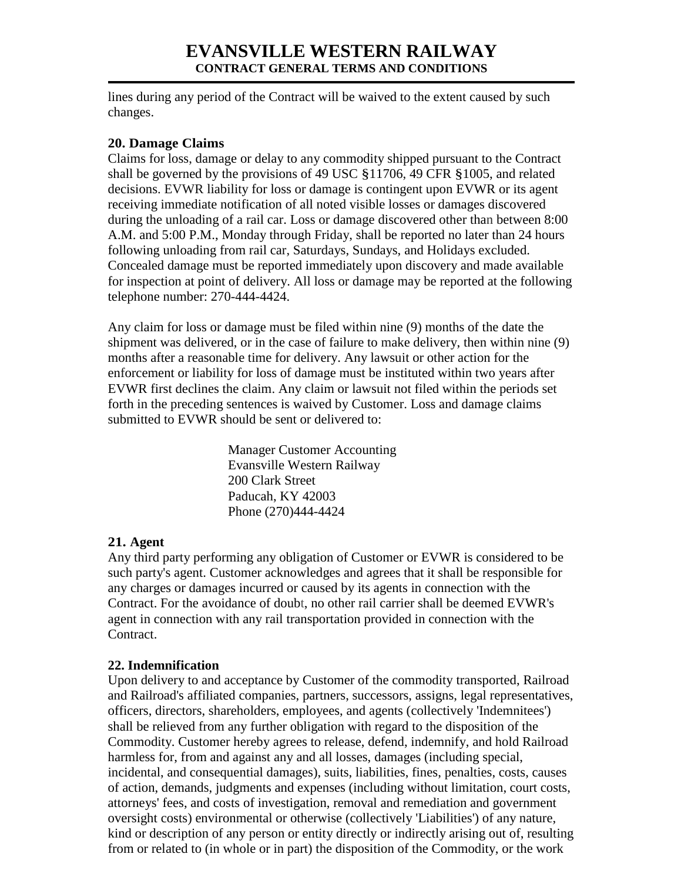lines during any period of the Contract will be waived to the extent caused by such changes.

## 20. Damage Claims

Claims for loss, damage or delay to any commodity shipped pursuant to the Contract shall be governed by the provisions of 49 USC §11706, 49 CFR §1005, and related decisions. EVWR liability for loss or damage is contingent upon EVWR or its agent receiving immediate notification of all noted visible losses or damages discovered during the unloading of a rail car. Loss or damage discovered other than between 8:00 A.M. and 5:00 P.M., Monday through Friday, shall be reported no later than 24 hours following unloading from rail car, Saturdays, Sundays, and Holidays excluded. Concealed damage must be reported immediately upon discovery and made available for inspection at point of delivery. All loss or damage may be reported at the following telephone number: 270-444-4424.

Any claim for loss or damage must be filed within nine (9) months of the date the shipment was delivered, or in the case of failure to make delivery, then within nine (9) months after a reasonable time for delivery. Any lawsuit or other action for the enforcement or liability for loss of damage must be instituted within two years after EVWR first declines the claim. Any claim or lawsuit not filed within the periods set forth in the preceding sentences is waived by Customer. Loss and damage claims submitted to EVWR should be sent or delivered to:

Manager Customer Accounting
Evansville Western Railway
200 Clark Street
Paducah, KY 42003
Phone (270)444-4424

## 21. Agent

Any third party performing any obligation of Customer or EVWR is considered to be such party's agent. Customer acknowledges and agrees that it shall be responsible for any charges or damages incurred or caused by its agents in connection with the Contract. For the avoidance of doubt, no other rail carrier shall be deemed EVWR's agent in connection with any rail transportation provided in connection with the Contract.

## 22. Indemnification

Upon delivery to and acceptance by Customer of the commodity transported, Railroad and Railroad's affiliated companies, partners, successors, assigns, legal representatives, officers, directors, shareholders, employees, and agents (collectively 'Indemnitees') shall be relieved from any further obligation with regard to the disposition of the Commodity. Customer hereby agrees to release, defend, indemnify, and hold Railroad harmless for, from and against any and all losses, damages (including special, incidental, and consequential damages), suits, liabilities, fines, penalties, costs, causes of action, demands, judgments and expenses (including without limitation, court costs, attorneys' fees, and costs of investigation, removal and remediation and government oversight costs) environmental or otherwise (collectively 'Liabilities') of any nature, kind or description of any person or entity directly or indirectly arising out of, resulting from or related to (in whole or in part) the disposition of the Commodity, or the work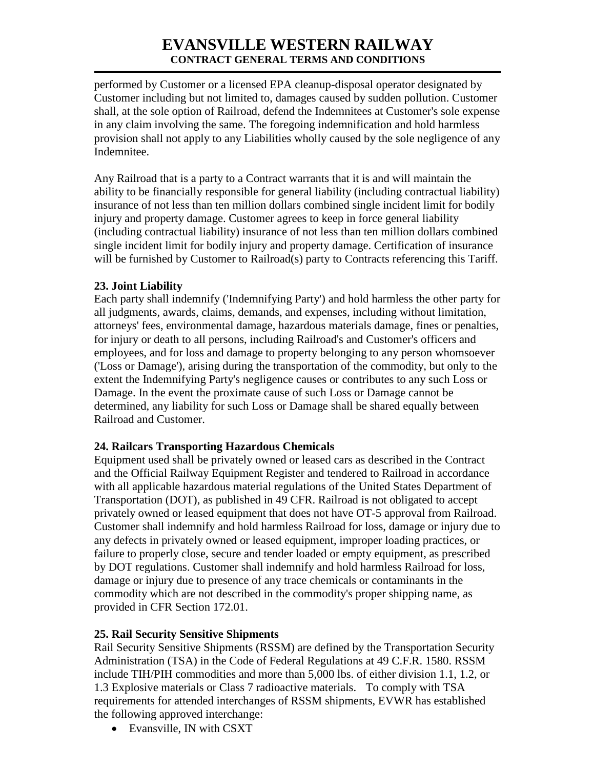performed by Customer or a licensed EPA cleanup-disposal operator designated by Customer including but not limited to, damages caused by sudden pollution. Customer shall, at the sole option of Railroad, defend the Indemnitees at Customer's sole expense in any claim involving the same. The foregoing indemnification and hold harmless provision shall not apply to any Liabilities wholly caused by the sole negligence of any Indemnitee.

Any Railroad that is a party to a Contract warrants that it is and will maintain the ability to be financially responsible for general liability (including contractual liability) insurance of not less than ten million dollars combined single incident limit for bodily injury and property damage. Customer agrees to keep in force general liability (including contractual liability) insurance of not less than ten million dollars combined single incident limit for bodily injury and property damage. Certification of insurance will be furnished by Customer to Railroad(s) party to Contracts referencing this Tariff.

**23. Joint Liability**

Each party shall indemnify ('Indemnifying Party') and hold harmless the other party for all judgments, awards, claims, demands, and expenses, including without limitation, attorneys' fees, environmental damage, hazardous materials damage, fines or penalties, for injury or death to all persons, including Railroad's and Customer's officers and employees, and for loss and damage to property belonging to any person whomsoever ('Loss or Damage'), arising during the transportation of the commodity, but only to the extent the Indemnifying Party's negligence causes or contributes to any such Loss or Damage. In the event the proximate cause of such Loss or Damage cannot be determined, any liability for such Loss or Damage shall be shared equally between Railroad and Customer.

**24. Railcars Transporting Hazardous Chemicals**

Equipment used shall be privately owned or leased cars as described in the Contract and the Official Railway Equipment Register and tendered to Railroad in accordance with all applicable hazardous material regulations of the United States Department of Transportation (DOT), as published in 49 CFR. Railroad is not obligated to accept privately owned or leased equipment that does not have OT-5 approval from Railroad. Customer shall indemnify and hold harmless Railroad for loss, damage or injury due to any defects in privately owned or leased equipment, improper loading practices, or failure to properly close, secure and tender loaded or empty equipment, as prescribed by DOT regulations. Customer shall indemnify and hold harmless Railroad for loss, damage or injury due to presence of any trace chemicals or contaminants in the commodity which are not described in the commodity's proper shipping name, as provided in CFR Section 172.01.

**25. Rail Security Sensitive Shipments**

Rail Security Sensitive Shipments (RSSM) are defined by the Transportation Security Administration (TSA) in the Code of Federal Regulations at 49 C.F.R. 1580. RSSM include TIH/PIH commodities and more than 5,000 lbs. of either division 1.1, 1.2, or 1.3 Explosive materials or Class 7 radioactive materials. To comply with TSA requirements for attended interchanges of RSSM shipments, EVWR has established the following approved interchange:

- Evansville, IN with CSXT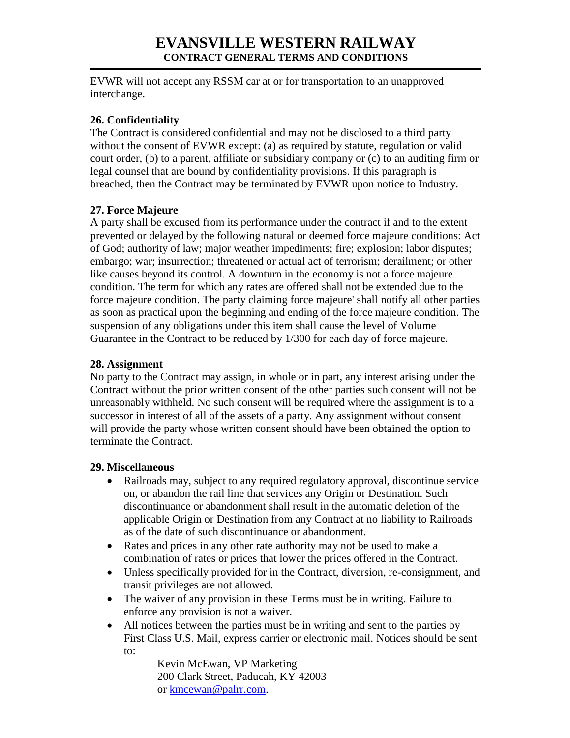EVWR will not accept any RSSM car at or for transportation to an unapproved interchange.

**26. Confidentiality**

The Contract is considered confidential and may not be disclosed to a third party without the consent of EVWR except: (a) as required by statute, regulation or valid court order, (b) to a parent, affiliate or subsidiary company or (c) to an auditing firm or legal counsel that are bound by confidentiality provisions. If this paragraph is breached, then the Contract may be terminated by EVWR upon notice to Industry.

**27. Force Majeure**

A party shall be excused from its performance under the contract if and to the extent prevented or delayed by the following natural or deemed force majeure conditions: Act of God; authority of law; major weather impediments; fire; explosion; labor disputes; embargo; war; insurrection; threatened or actual act of terrorism; derailment; or other like causes beyond its control. A downturn in the economy is not a force majeure condition. The term for which any rates are offered shall not be extended due to the force majeure condition. The party claiming force majeure' shall notify all other parties as soon as practical upon the beginning and ending of the force majeure condition. The suspension of any obligations under this item shall cause the level of Volume Guarantee in the Contract to be reduced by 1/300 for each day of force majeure.

**28. Assignment**

No party to the Contract may assign, in whole or in part, any interest arising under the Contract without the prior written consent of the other parties such consent will not be unreasonably withheld. No such consent will be required where the assignment is to a successor in interest of all of the assets of a party. Any assignment without consent will provide the party whose written consent should have been obtained the option to terminate the Contract.

**29. Miscellaneous**

- Railroads may, subject to any required regulatory approval, discontinue service on, or abandon the rail line that services any Origin or Destination. Such discontinuance or abandonment shall result in the automatic deletion of the applicable Origin or Destination from any Contract at no liability to Railroads as of the date of such discontinuance or abandonment.
- Rates and prices in any other rate authority may not be used to make a combination of rates or prices that lower the prices offered in the Contract.
- Unless specifically provided for in the Contract, diversion, re-consignment, and transit privileges are not allowed.
- The waiver of any provision in these Terms must be in writing. Failure to enforce any provision is not a waiver.
- All notices between the parties must be in writing and sent to the parties by First Class U.S. Mail, express carrier or electronic mail. Notices should be sent to:

  Kevin McEwan, VP Marketing
  200 Clark Street, Paducah, KY 42003
  or kmcewan@palrr.com.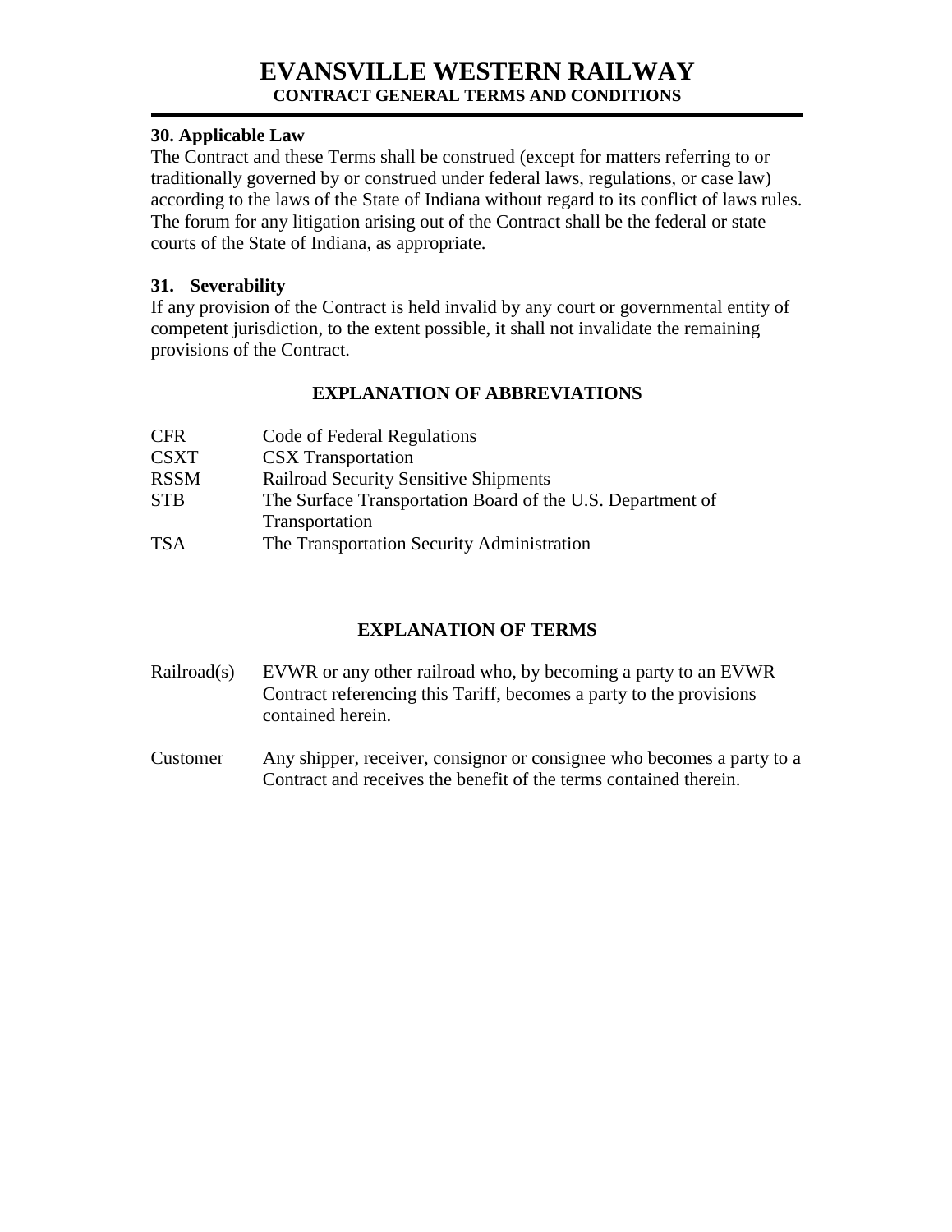## 30. Applicable Law

The Contract and these Terms shall be construed (except for matters referring to or traditionally governed by or construed under federal laws, regulations, or case law) according to the laws of the State of Indiana without regard to its conflict of laws rules. The forum for any litigation arising out of the Contract shall be the federal or state courts of the State of Indiana, as appropriate.

## 31. Severability

If any provision of the Contract is held invalid by any court or governmental entity of competent jurisdiction, to the extent possible, it shall not invalidate the remaining provisions of the Contract.

## EXPLANATION OF ABBREVIATIONS

| | |
|---|---|
| CFR | Code of Federal Regulations |
| CSXT | CSX Transportation |
| RSSM | Railroad Security Sensitive Shipments |
| STB | The Surface Transportation Board of the U.S. Department of Transportation |
| TSA | The Transportation Security Administration |

## EXPLANATION OF TERMS

| | |
|---|---|
| Railroad(s) | EVWR or any other railroad who, by becoming a party to an EVWR Contract referencing this Tariff, becomes a party to the provisions contained herein. |
| Customer | Any shipper, receiver, consignor or consignee who becomes a party to a Contract and receives the benefit of the terms contained therein. |